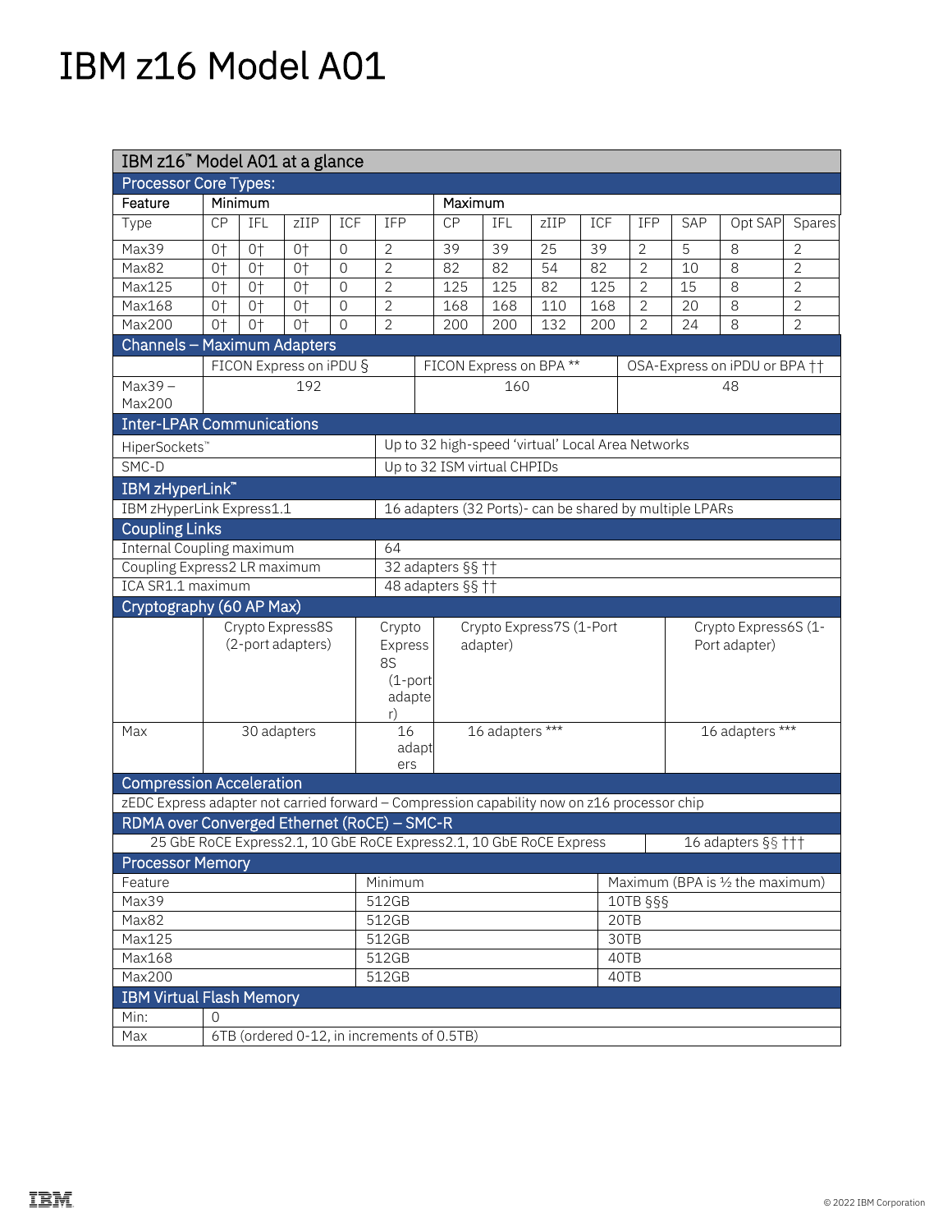# IBM z16 Model A01

## IBM z16™ Model A01 at a glance

### Processor Core Types:

| Feature | Minimum | | | | | Maximum | | | | | | | |
|---|---|---|---|---|---|---|---|---|---|---|---|---|---|
| Type | CP | IFL | zIIP | ICF | IFP | CP | IFL | zIIP | ICF | IFP | SAP | Opt SAP | Spares |
| Max39 | 0† | 0† | 0† | 0 | 2 | 39 | 39 | 25 | 39 | 2 | 5 | 8 | 2 |
| Max82 | 0† | 0† | 0† | 0 | 2 | 82 | 82 | 54 | 82 | 2 | 10 | 8 | 2 |
| Max125 | 0† | 0† | 0† | 0 | 2 | 125 | 125 | 82 | 125 | 2 | 15 | 8 | 2 |
| Max168 | 0† | 0† | 0† | 0 | 2 | 168 | 168 | 110 | 168 | 2 | 20 | 8 | 2 |
| Max200 | 0† | 0† | 0† | 0 | 2 | 200 | 200 | 132 | 200 | 2 | 24 | 8 | 2 |

### Channels – Maximum Adapters

| | FICON Express on iPDU § | FICON Express on BPA ** | OSA-Express on iPDU or BPA †† |
|---|---|---|---|
| Max39 – Max200 | 192 | 160 | 48 |

### Inter-LPAR Communications

| | |
|---|---|
| HiperSockets™ | Up to 32 high-speed 'virtual' Local Area Networks |
| SMC-D | Up to 32 ISM virtual CHPIDs |

### IBM zHyperLink™

| | |
|---|---|
| IBM zHyperLink Express1.1 | 16 adapters (32 Ports)- can be shared by multiple LPARs |

### Coupling Links

| | |
|---|---|
| Internal Coupling maximum | 64 |
| Coupling Express2 LR maximum | 32 adapters §§ †† |
| ICA SR1.1 maximum | 48 adapters §§ †† |

### Cryptography (60 AP Max)

| | Crypto Express8S (2-port adapters) | Crypto Express 8S (1-port adapter) | Crypto Express7S (1-Port adapter) | Crypto Express6S (1-Port adapter) |
|---|---|---|---|---|
| Max | 30 adapters | 16 adapters | 16 adapters *** | 16 adapters *** |

### Compression Acceleration

zEDC Express adapter not carried forward – Compression capability now on z16 processor chip

### RDMA over Converged Ethernet (RoCE) – SMC-R

| | |
|---|---|
| 25 GbE RoCE Express2.1, 10 GbE RoCE Express2.1, 10 GbE RoCE Express | 16 adapters §§ ††† |

### Processor Memory

| Feature | Minimum | Maximum (BPA is ½ the maximum) |
|---|---|---|
| Max39 | 512GB | 10TB §§§ |
| Max82 | 512GB | 20TB |
| Max125 | 512GB | 30TB |
| Max168 | 512GB | 40TB |
| Max200 | 512GB | 40TB |

### IBM Virtual Flash Memory

| | |
|---|---|
| Min: | 0 |
| Max | 6TB (ordered 0-12, in increments of 0.5TB) |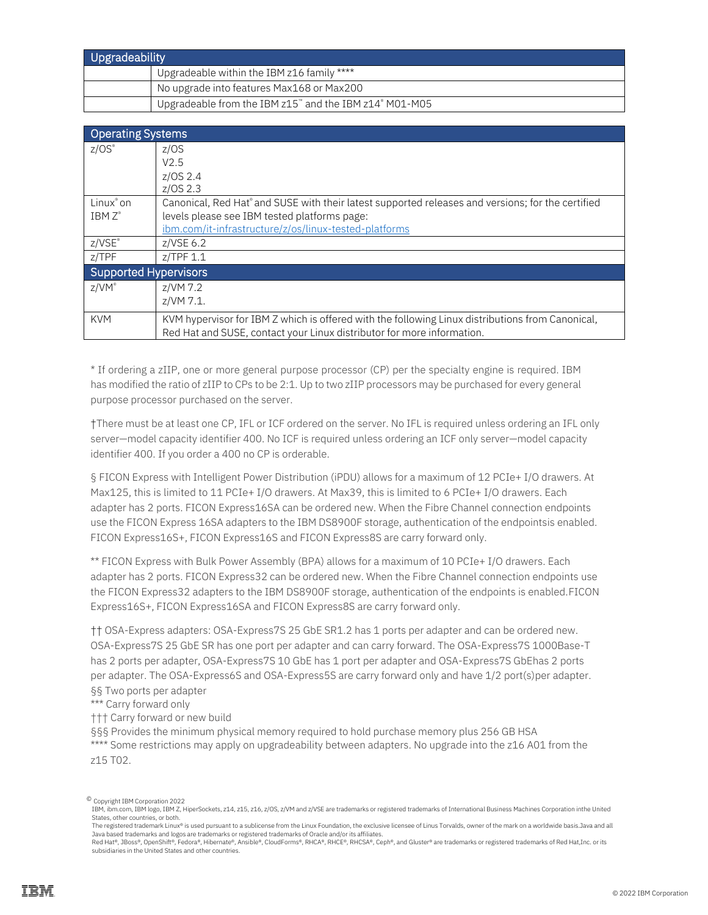| Upgradeability | |
|---|---|
| | Upgradeable within the IBM z16 family **** |
| | No upgrade into features Max168 or Max200 |
| | Upgradeable from the IBM z15™ and the IBM z14® M01-M05 |

| Operating Systems | |
|---|---|
| z/OS® | z/OS<br>V2.5<br>z/OS 2.4<br>z/OS 2.3 |
| Linux® on IBM Z® | Canonical, Red Hat® and SUSE with their latest supported releases and versions; for the certified levels please see IBM tested platforms page: [ibm.com/it-infrastructure/z/os/linux-tested-platforms](ibm.com/it-infrastructure/z/os/linux-tested-platforms) |
| z/VSE® | z/VSE 6.2 |
| z/TPF | z/TPF 1.1 |
| **Supported Hypervisors** | |
| z/VM® | z/VM 7.2<br>z/VM 7.1. |
| KVM | KVM hypervisor for IBM Z which is offered with the following Linux distributions from Canonical, Red Hat and SUSE, contact your Linux distributor for more information. |

* If ordering a zIIP, one or more general purpose processor (CP) per the specialty engine is required. IBM has modified the ratio of zIIP to CPs to be 2:1. Up to two zIIP processors may be purchased for every general purpose processor purchased on the server.

†There must be at least one CP, IFL or ICF ordered on the server. No IFL is required unless ordering an IFL only server—model capacity identifier 400. No ICF is required unless ordering an ICF only server—model capacity identifier 400. If you order a 400 no CP is orderable.

§ FICON Express with Intelligent Power Distribution (iPDU) allows for a maximum of 12 PCIe+ I/O drawers. At Max125, this is limited to 11 PCIe+ I/O drawers. At Max39, this is limited to 6 PCIe+ I/O drawers. Each adapter has 2 ports. FICON Express16SA can be ordered new. When the Fibre Channel connection endpoints use the FICON Express 16SA adapters to the IBM DS8900F storage, authentication of the endpointsis enabled. FICON Express16S+, FICON Express16S and FICON Express8S are carry forward only.

** FICON Express with Bulk Power Assembly (BPA) allows for a maximum of 10 PCIe+ I/O drawers. Each adapter has 2 ports. FICON Express32 can be ordered new. When the Fibre Channel connection endpoints use the FICON Express32 adapters to the IBM DS8900F storage, authentication of the endpoints is enabled.FICON Express16S+, FICON Express16SA and FICON Express8S are carry forward only.

†† OSA-Express adapters: OSA-Express7S 25 GbE SR1.2 has 1 ports per adapter and can be ordered new. OSA-Express7S 25 GbE SR has one port per adapter and can carry forward. The OSA-Express7S 1000Base-T has 2 ports per adapter, OSA-Express7S 10 GbE has 1 port per adapter and OSA-Express7S GbEhas 2 ports per adapter. The OSA-Express6S and OSA-Express5S are carry forward only and have 1/2 port(s)per adapter.
§§ Two ports per adapter
*** Carry forward only
††† Carry forward or new build
§§§ Provides the minimum physical memory required to hold purchase memory plus 256 GB HSA
**** Some restrictions may apply on upgradeability between adapters. No upgrade into the z16 A01 from the z15 T02.

© Copyright IBM Corporation 2022
IBM, ibm.com, IBM logo, IBM Z, HiperSockets, z14, z15, z16, z/OS, z/VM and z/VSE are trademarks or registered trademarks of International Business Machines Corporation inthe United States, other countries, or both.
The registered trademark Linux® is used pursuant to a sublicense from the Linux Foundation, the exclusive licensee of Linus Torvalds, owner of the mark on a worldwide basis.Java and all Java based trademarks and logos are trademarks or registered trademarks of Oracle and/or its affiliates.
Red Hat®, JBoss®, OpenShift®, Fedora®, Hibernate®, Ansible®, CloudForms®, RHCA®, RHCE®, RHCSA®, Ceph®, and Gluster® are trademarks or registered trademarks of Red Hat,Inc. or its subsidiaries in the United States and other countries.